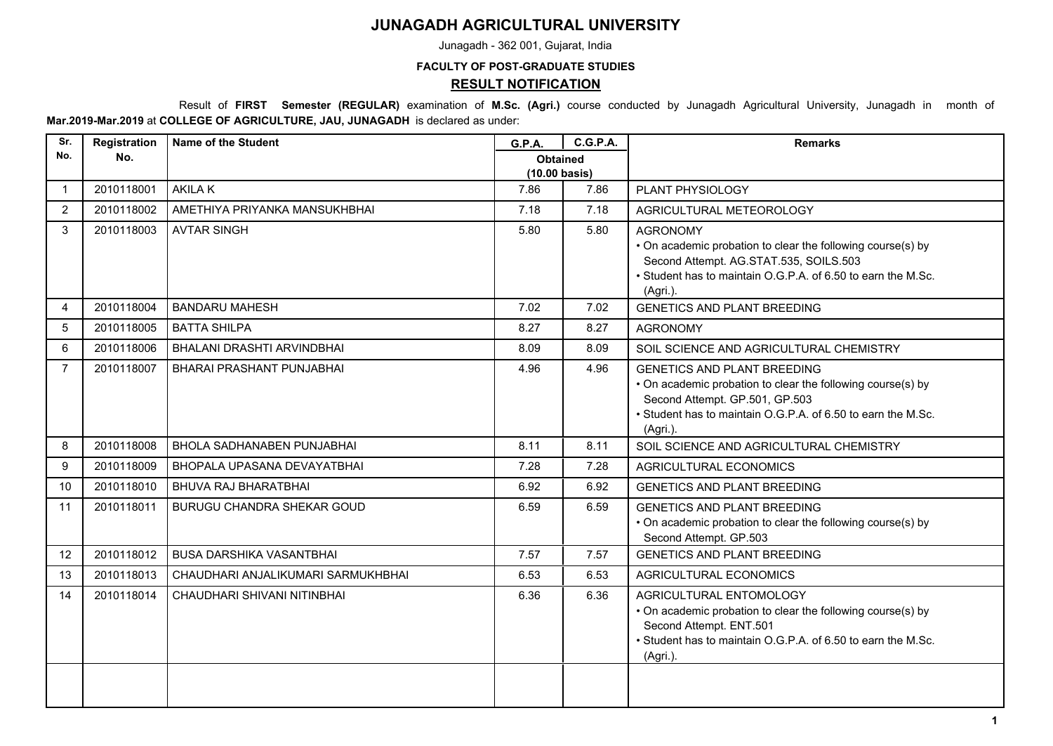# JUNAGADH AGRICULTURAL UNIVERSITY

Junagadh - 362 001, Gujarat, India

**FACULTY OF POST-GRADUATE STUDIES**

## RESULT NOTIFICATION

Result of **FIRST Semester (REGULAR)** examination of **M.Sc. (Agri.)** course conducted by Junagadh Agricultural University, Junagadh in month of **Mar.2019-Mar.2019** at **COLLEGE OF AGRICULTURE, JAU, JUNAGADH** is declared as under:

| Sr. No. | Registration No. | Name of the Student | G.P.A. | C.G.P.A. | Remarks |
|---|---|---|---|---|---|
| | | | Obtained (10.00 basis) | | |
| 1 | 2010118001 | AKILA K | 7.86 | 7.86 | PLANT PHYSIOLOGY |
| 2 | 2010118002 | AMETHIYA PRIYANKA MANSUKHBHAI | 7.18 | 7.18 | AGRICULTURAL METEOROLOGY |
| 3 | 2010118003 | AVTAR SINGH | 5.80 | 5.80 | AGRONOMY<br>• On academic probation to clear the following course(s) by Second Attempt. AG.STAT.535, SOILS.503<br>• Student has to maintain O.G.P.A. of 6.50 to earn the M.Sc. (Agri.). |
| 4 | 2010118004 | BANDARU MAHESH | 7.02 | 7.02 | GENETICS AND PLANT BREEDING |
| 5 | 2010118005 | BATTA SHILPA | 8.27 | 8.27 | AGRONOMY |
| 6 | 2010118006 | BHALANI DRASHTI ARVINDBHAI | 8.09 | 8.09 | SOIL SCIENCE AND AGRICULTURAL CHEMISTRY |
| 7 | 2010118007 | BHARAI PRASHANT PUNJABHAI | 4.96 | 4.96 | GENETICS AND PLANT BREEDING<br>• On academic probation to clear the following course(s) by Second Attempt. GP.501, GP.503<br>• Student has to maintain O.G.P.A. of 6.50 to earn the M.Sc. (Agri.). |
| 8 | 2010118008 | BHOLA SADHANABEN PUNJABHAI | 8.11 | 8.11 | SOIL SCIENCE AND AGRICULTURAL CHEMISTRY |
| 9 | 2010118009 | BHOPALA UPASANA DEVAYATBHAI | 7.28 | 7.28 | AGRICULTURAL ECONOMICS |
| 10 | 2010118010 | BHUVA RAJ BHARATBHAI | 6.92 | 6.92 | GENETICS AND PLANT BREEDING |
| 11 | 2010118011 | BURUGU CHANDRA SHEKAR GOUD | 6.59 | 6.59 | GENETICS AND PLANT BREEDING<br>• On academic probation to clear the following course(s) by Second Attempt. GP.503 |
| 12 | 2010118012 | BUSA DARSHIKA VASANTBHAI | 7.57 | 7.57 | GENETICS AND PLANT BREEDING |
| 13 | 2010118013 | CHAUDHARI ANJALIKUMARI SARMUKHBHAI | 6.53 | 6.53 | AGRICULTURAL ECONOMICS |
| 14 | 2010118014 | CHAUDHARI SHIVANI NITINBHAI | 6.36 | 6.36 | AGRICULTURAL ENTOMOLOGY<br>• On academic probation to clear the following course(s) by Second Attempt. ENT.501<br>• Student has to maintain O.G.P.A. of 6.50 to earn the M.Sc. (Agri.). |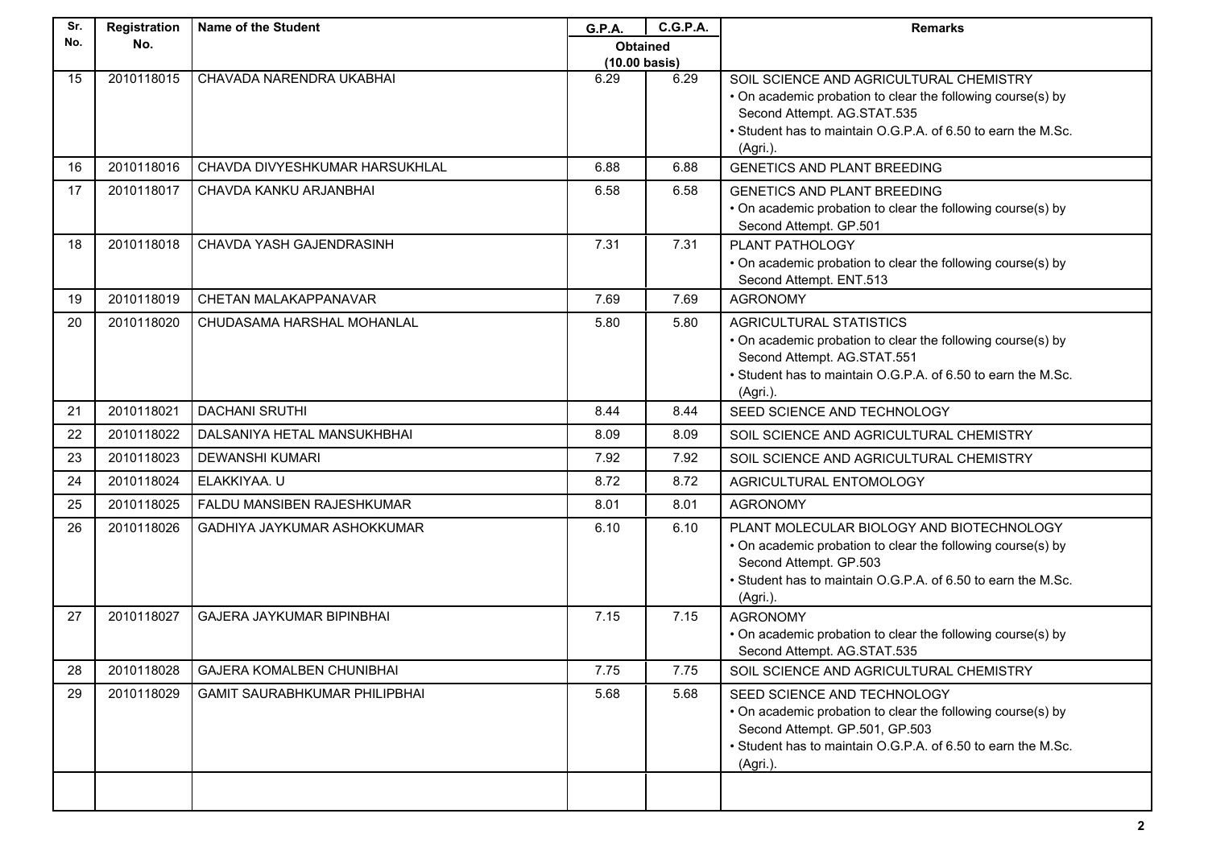| Sr. No. | Registration No. | Name of the Student | G.P.A. | C.G.P.A. | Remarks |
|---|---|---|---|---|---|
| | | | Obtained (10.00 basis) | | |
| 15 | 2010118015 | CHAVADA NARENDRA UKABHAI | 6.29 | 6.29 | SOIL SCIENCE AND AGRICULTURAL CHEMISTRY<br>• On academic probation to clear the following course(s) by Second Attempt. AG.STAT.535<br>• Student has to maintain O.G.P.A. of 6.50 to earn the M.Sc. (Agri.). |
| 16 | 2010118016 | CHAVDA DIVYESHKUMAR HARSUKHLAL | 6.88 | 6.88 | GENETICS AND PLANT BREEDING |
| 17 | 2010118017 | CHAVDA KANKU ARJANBHAI | 6.58 | 6.58 | GENETICS AND PLANT BREEDING<br>• On academic probation to clear the following course(s) by Second Attempt. GP.501 |
| 18 | 2010118018 | CHAVDA YASH GAJENDRASINH | 7.31 | 7.31 | PLANT PATHOLOGY<br>• On academic probation to clear the following course(s) by Second Attempt. ENT.513 |
| 19 | 2010118019 | CHETAN MALAKAPPANAVAR | 7.69 | 7.69 | AGRONOMY |
| 20 | 2010118020 | CHUDASAMA HARSHAL MOHANLAL | 5.80 | 5.80 | AGRICULTURAL STATISTICS<br>• On academic probation to clear the following course(s) by Second Attempt. AG.STAT.551<br>• Student has to maintain O.G.P.A. of 6.50 to earn the M.Sc. (Agri.). |
| 21 | 2010118021 | DACHANI SRUTHI | 8.44 | 8.44 | SEED SCIENCE AND TECHNOLOGY |
| 22 | 2010118022 | DALSANIYA HETAL MANSUKHBHAI | 8.09 | 8.09 | SOIL SCIENCE AND AGRICULTURAL CHEMISTRY |
| 23 | 2010118023 | DEWANSHI KUMARI | 7.92 | 7.92 | SOIL SCIENCE AND AGRICULTURAL CHEMISTRY |
| 24 | 2010118024 | ELAKKIYAA. U | 8.72 | 8.72 | AGRICULTURAL ENTOMOLOGY |
| 25 | 2010118025 | FALDU MANSIBEN RAJESHKUMAR | 8.01 | 8.01 | AGRONOMY |
| 26 | 2010118026 | GADHIYA JAYKUMAR ASHOKKUMAR | 6.10 | 6.10 | PLANT MOLECULAR BIOLOGY AND BIOTECHNOLOGY<br>• On academic probation to clear the following course(s) by Second Attempt. GP.503<br>• Student has to maintain O.G.P.A. of 6.50 to earn the M.Sc. (Agri.). |
| 27 | 2010118027 | GAJERA JAYKUMAR BIPINBHAI | 7.15 | 7.15 | AGRONOMY<br>• On academic probation to clear the following course(s) by Second Attempt. AG.STAT.535 |
| 28 | 2010118028 | GAJERA KOMALBEN CHUNIBHAI | 7.75 | 7.75 | SOIL SCIENCE AND AGRICULTURAL CHEMISTRY |
| 29 | 2010118029 | GAMIT SAURABHKUMAR PHILIPBHAI | 5.68 | 5.68 | SEED SCIENCE AND TECHNOLOGY<br>• On academic probation to clear the following course(s) by Second Attempt. GP.501, GP.503<br>• Student has to maintain O.G.P.A. of 6.50 to earn the M.Sc. (Agri.). |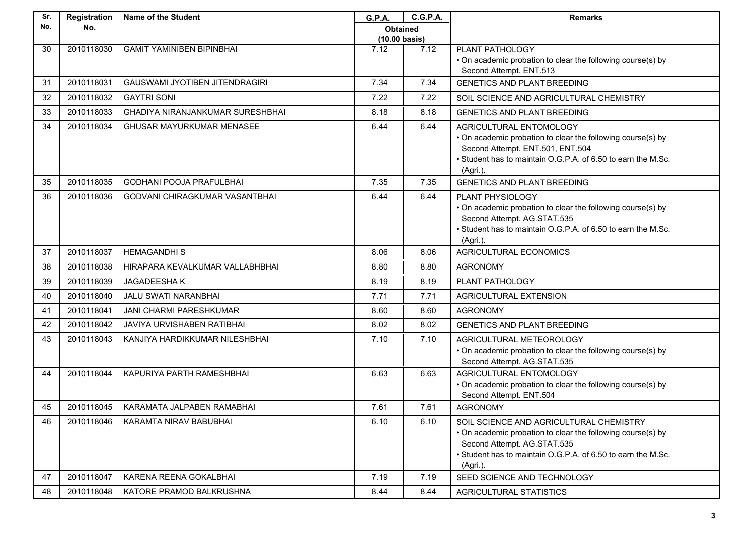| Sr. No. | Registration No. | Name of the Student | G.P.A. | C.G.P.A. | Remarks |
|---|---|---|---|---|---|
| | | | Obtained (10.00 basis) | | |
| 30 | 2010118030 | GAMIT YAMINIBEN BIPINBHAI | 7.12 | 7.12 | PLANT PATHOLOGY<br>• On academic probation to clear the following course(s) by Second Attempt. ENT.513 |
| 31 | 2010118031 | GAUSWAMI JYOTIBEN JITENDRAGIRI | 7.34 | 7.34 | GENETICS AND PLANT BREEDING |
| 32 | 2010118032 | GAYTRI SONI | 7.22 | 7.22 | SOIL SCIENCE AND AGRICULTURAL CHEMISTRY |
| 33 | 2010118033 | GHADIYA NIRANJANKUMAR SURESHBHAI | 8.18 | 8.18 | GENETICS AND PLANT BREEDING |
| 34 | 2010118034 | GHUSAR MAYURKUMAR MENASEE | 6.44 | 6.44 | AGRICULTURAL ENTOMOLOGY<br>• On academic probation to clear the following course(s) by Second Attempt. ENT.501, ENT.504<br>• Student has to maintain O.G.P.A. of 6.50 to earn the M.Sc. (Agri.). |
| 35 | 2010118035 | GODHANI POOJA PRAFULBHAI | 7.35 | 7.35 | GENETICS AND PLANT BREEDING |
| 36 | 2010118036 | GODVANI CHIRAGKUMAR VASANTBHAI | 6.44 | 6.44 | PLANT PHYSIOLOGY<br>• On academic probation to clear the following course(s) by Second Attempt. AG.STAT.535<br>• Student has to maintain O.G.P.A. of 6.50 to earn the M.Sc. (Agri.). |
| 37 | 2010118037 | HEMAGANDHI S | 8.06 | 8.06 | AGRICULTURAL ECONOMICS |
| 38 | 2010118038 | HIRAPARA KEVALKUMAR VALLABHBHAI | 8.80 | 8.80 | AGRONOMY |
| 39 | 2010118039 | JAGADEESHA K | 8.19 | 8.19 | PLANT PATHOLOGY |
| 40 | 2010118040 | JALU SWATI NARANBHAI | 7.71 | 7.71 | AGRICULTURAL EXTENSION |
| 41 | 2010118041 | JANI CHARMI PARESHKUMAR | 8.60 | 8.60 | AGRONOMY |
| 42 | 2010118042 | JAVIYA URVISHABEN RATIBHAI | 8.02 | 8.02 | GENETICS AND PLANT BREEDING |
| 43 | 2010118043 | KANJIYA HARDIKKUMAR NILESHBHAI | 7.10 | 7.10 | AGRICULTURAL METEOROLOGY<br>• On academic probation to clear the following course(s) by Second Attempt. AG.STAT.535 |
| 44 | 2010118044 | KAPURIYA PARTH RAMESHBHAI | 6.63 | 6.63 | AGRICULTURAL ENTOMOLOGY<br>• On academic probation to clear the following course(s) by Second Attempt. ENT.504 |
| 45 | 2010118045 | KARAMATA JALPABEN RAMABHAI | 7.61 | 7.61 | AGRONOMY |
| 46 | 2010118046 | KARAMTA NIRAV BABUBHAI | 6.10 | 6.10 | SOIL SCIENCE AND AGRICULTURAL CHEMISTRY<br>• On academic probation to clear the following course(s) by Second Attempt. AG.STAT.535<br>• Student has to maintain O.G.P.A. of 6.50 to earn the M.Sc. (Agri.). |
| 47 | 2010118047 | KARENA REENA GOKALBHAI | 7.19 | 7.19 | SEED SCIENCE AND TECHNOLOGY |
| 48 | 2010118048 | KATORE PRAMOD BALKRUSHNA | 8.44 | 8.44 | AGRICULTURAL STATISTICS |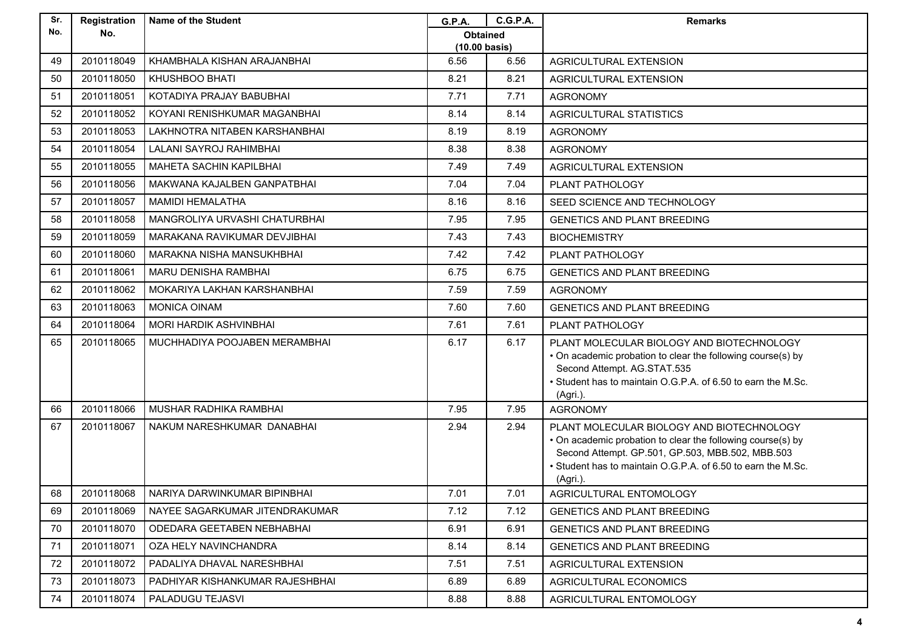| Sr. No. | Registration No. | Name of the Student | G.P.A. | C.G.P.A. | Remarks |
|---|---|---|---|---|---|
| | | | Obtained (10.00 basis) | | |
| 49 | 2010118049 | KHAMBHALA KISHAN ARAJANBHAI | 6.56 | 6.56 | AGRICULTURAL EXTENSION |
| 50 | 2010118050 | KHUSHBOO BHATI | 8.21 | 8.21 | AGRICULTURAL EXTENSION |
| 51 | 2010118051 | KOTADIYA PRAJAY BABUBHAI | 7.71 | 7.71 | AGRONOMY |
| 52 | 2010118052 | KOYANI RENISHKUMAR MAGANBHAI | 8.14 | 8.14 | AGRICULTURAL STATISTICS |
| 53 | 2010118053 | LAKHNOTRA NITABEN KARSHANBHAI | 8.19 | 8.19 | AGRONOMY |
| 54 | 2010118054 | LALANI SAYROJ RAHIMBHAI | 8.38 | 8.38 | AGRONOMY |
| 55 | 2010118055 | MAHETA SACHIN KAPILBHAI | 7.49 | 7.49 | AGRICULTURAL EXTENSION |
| 56 | 2010118056 | MAKWANA KAJALBEN GANPATBHAI | 7.04 | 7.04 | PLANT PATHOLOGY |
| 57 | 2010118057 | MAMIDI HEMALATHA | 8.16 | 8.16 | SEED SCIENCE AND TECHNOLOGY |
| 58 | 2010118058 | MANGROLIYA URVASHI CHATURBHAI | 7.95 | 7.95 | GENETICS AND PLANT BREEDING |
| 59 | 2010118059 | MARAKANA RAVIKUMAR DEVJIBHAI | 7.43 | 7.43 | BIOCHEMISTRY |
| 60 | 2010118060 | MARAKNA NISHA MANSUKHBHAI | 7.42 | 7.42 | PLANT PATHOLOGY |
| 61 | 2010118061 | MARU DENISHA RAMBHAI | 6.75 | 6.75 | GENETICS AND PLANT BREEDING |
| 62 | 2010118062 | MOKARIYA LAKHAN KARSHANBHAI | 7.59 | 7.59 | AGRONOMY |
| 63 | 2010118063 | MONICA OINAM | 7.60 | 7.60 | GENETICS AND PLANT BREEDING |
| 64 | 2010118064 | MORI HARDIK ASHVINBHAI | 7.61 | 7.61 | PLANT PATHOLOGY |
| 65 | 2010118065 | MUCHHADIYA POOJABEN MERAMBHAI | 6.17 | 6.17 | PLANT MOLECULAR BIOLOGY AND BIOTECHNOLOGY • On academic probation to clear the following course(s) by Second Attempt. AG.STAT.535 • Student has to maintain O.G.P.A. of 6.50 to earn the M.Sc. (Agri.). |
| 66 | 2010118066 | MUSHAR RADHIKA RAMBHAI | 7.95 | 7.95 | AGRONOMY |
| 67 | 2010118067 | NAKUM NARESHKUMAR DANABHAI | 2.94 | 2.94 | PLANT MOLECULAR BIOLOGY AND BIOTECHNOLOGY • On academic probation to clear the following course(s) by Second Attempt. GP.501, GP.503, MBB.502, MBB.503 • Student has to maintain O.G.P.A. of 6.50 to earn the M.Sc. (Agri.). |
| 68 | 2010118068 | NARIYA DARWINKUMAR BIPINBHAI | 7.01 | 7.01 | AGRICULTURAL ENTOMOLOGY |
| 69 | 2010118069 | NAYEE SAGARKUMAR JITENDRAKUMAR | 7.12 | 7.12 | GENETICS AND PLANT BREEDING |
| 70 | 2010118070 | ODEDARA GEETABEN NEBHABHAI | 6.91 | 6.91 | GENETICS AND PLANT BREEDING |
| 71 | 2010118071 | OZA HELY NAVINCHANDRA | 8.14 | 8.14 | GENETICS AND PLANT BREEDING |
| 72 | 2010118072 | PADALIYA DHAVAL NARESHBHAI | 7.51 | 7.51 | AGRICULTURAL EXTENSION |
| 73 | 2010118073 | PADHIYAR KISHANKUMAR RAJESHBHAI | 6.89 | 6.89 | AGRICULTURAL ECONOMICS |
| 74 | 2010118074 | PALADUGU TEJASVI | 8.88 | 8.88 | AGRICULTURAL ENTOMOLOGY |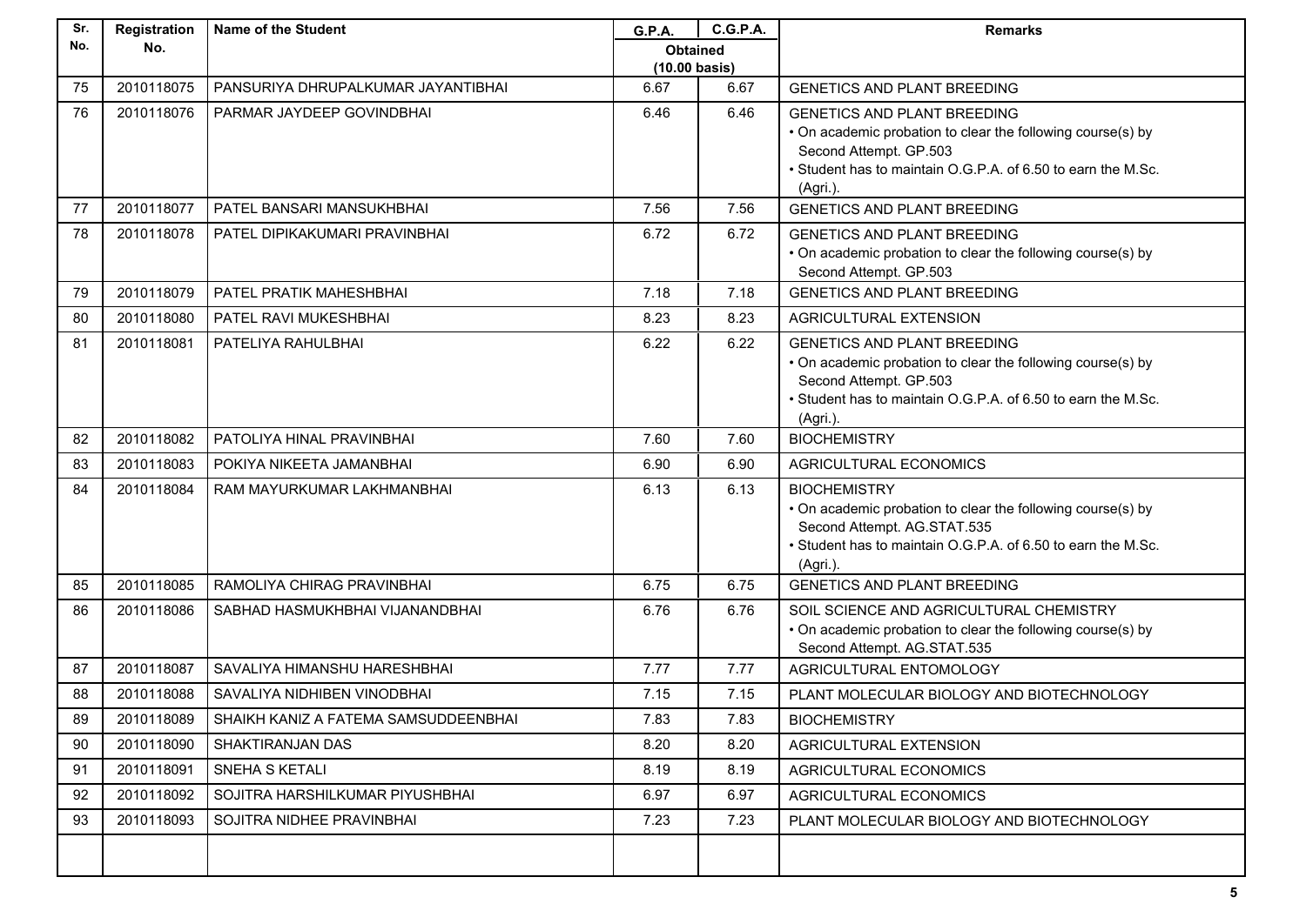| Sr. No. | Registration No. | Name of the Student | G.P.A. | C.G.P.A. | Remarks |
|---|---|---|---|---|---|
| | | | Obtained (10.00 basis) | | |
| 75 | 2010118075 | PANSURIYA DHRUPALKUMAR JAYANTIBHAI | 6.67 | 6.67 | GENETICS AND PLANT BREEDING |
| 76 | 2010118076 | PARMAR JAYDEEP GOVINDBHAI | 6.46 | 6.46 | GENETICS AND PLANT BREEDING • On academic probation to clear the following course(s) by Second Attempt. GP.503 • Student has to maintain O.G.P.A. of 6.50 to earn the M.Sc. (Agri.). |
| 77 | 2010118077 | PATEL BANSARI MANSUKHBHAI | 7.56 | 7.56 | GENETICS AND PLANT BREEDING |
| 78 | 2010118078 | PATEL DIPIKAKUMARI PRAVINBHAI | 6.72 | 6.72 | GENETICS AND PLANT BREEDING • On academic probation to clear the following course(s) by Second Attempt. GP.503 |
| 79 | 2010118079 | PATEL PRATIK MAHESHBHAI | 7.18 | 7.18 | GENETICS AND PLANT BREEDING |
| 80 | 2010118080 | PATEL RAVI MUKESHBHAI | 8.23 | 8.23 | AGRICULTURAL EXTENSION |
| 81 | 2010118081 | PATELIYA RAHULBHAI | 6.22 | 6.22 | GENETICS AND PLANT BREEDING • On academic probation to clear the following course(s) by Second Attempt. GP.503 • Student has to maintain O.G.P.A. of 6.50 to earn the M.Sc. (Agri.). |
| 82 | 2010118082 | PATOLIYA HINAL PRAVINBHAI | 7.60 | 7.60 | BIOCHEMISTRY |
| 83 | 2010118083 | POKIYA NIKEETA JAMANBHAI | 6.90 | 6.90 | AGRICULTURAL ECONOMICS |
| 84 | 2010118084 | RAM MAYURKUMAR LAKHMANBHAI | 6.13 | 6.13 | BIOCHEMISTRY • On academic probation to clear the following course(s) by Second Attempt. AG.STAT.535 • Student has to maintain O.G.P.A. of 6.50 to earn the M.Sc. (Agri.). |
| 85 | 2010118085 | RAMOLIYA CHIRAG PRAVINBHAI | 6.75 | 6.75 | GENETICS AND PLANT BREEDING |
| 86 | 2010118086 | SABHAD HASMUKHBHAI VIJANANDBHAI | 6.76 | 6.76 | SOIL SCIENCE AND AGRICULTURAL CHEMISTRY • On academic probation to clear the following course(s) by Second Attempt. AG.STAT.535 |
| 87 | 2010118087 | SAVALIYA HIMANSHU HARESHBHAI | 7.77 | 7.77 | AGRICULTURAL ENTOMOLOGY |
| 88 | 2010118088 | SAVALIYA NIDHIBEN VINODBHAI | 7.15 | 7.15 | PLANT MOLECULAR BIOLOGY AND BIOTECHNOLOGY |
| 89 | 2010118089 | SHAIKH KANIZ A FATEMA SAMSUDDEENBHAI | 7.83 | 7.83 | BIOCHEMISTRY |
| 90 | 2010118090 | SHAKTIRANJAN DAS | 8.20 | 8.20 | AGRICULTURAL EXTENSION |
| 91 | 2010118091 | SNEHA S KETALI | 8.19 | 8.19 | AGRICULTURAL ECONOMICS |
| 92 | 2010118092 | SOJITRA HARSHILKUMAR PIYUSHBHAI | 6.97 | 6.97 | AGRICULTURAL ECONOMICS |
| 93 | 2010118093 | SOJITRA NIDHEE PRAVINBHAI | 7.23 | 7.23 | PLANT MOLECULAR BIOLOGY AND BIOTECHNOLOGY |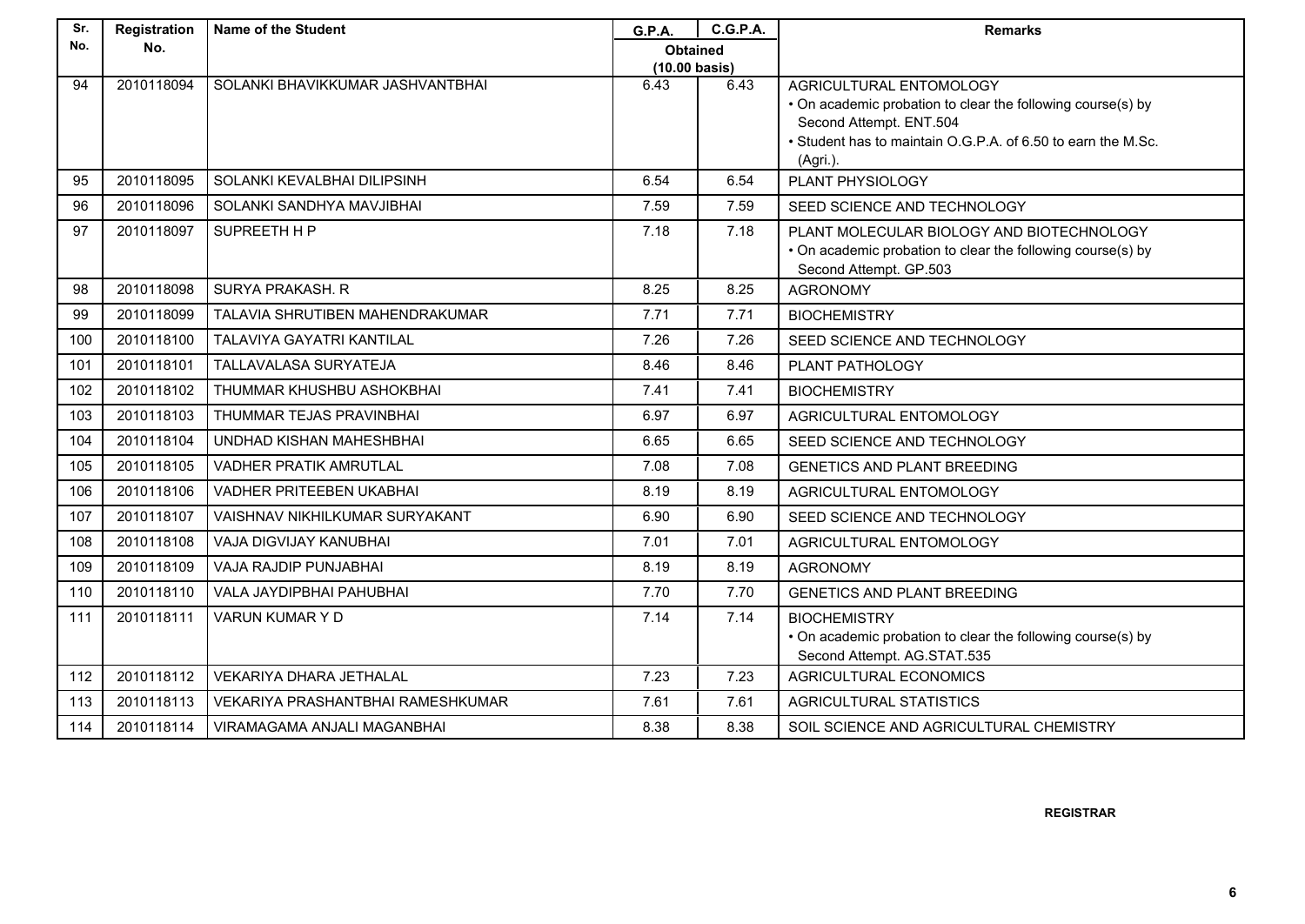| Sr. No. | Registration No. | Name of the Student | G.P.A. | C.G.P.A. | Remarks |
|---|---|---|---|---|---|
| | | | Obtained (10.00 basis) | | |
| 94 | 2010118094 | SOLANKI BHAVIKKUMAR JASHVANTBHAI | 6.43 | 6.43 | AGRICULTURAL ENTOMOLOGY<br>• On academic probation to clear the following course(s) by Second Attempt. ENT.504<br>• Student has to maintain O.G.P.A. of 6.50 to earn the M.Sc. (Agri.). |
| 95 | 2010118095 | SOLANKI KEVALBHAI DILIPSINH | 6.54 | 6.54 | PLANT PHYSIOLOGY |
| 96 | 2010118096 | SOLANKI SANDHYA MAVJIBHAI | 7.59 | 7.59 | SEED SCIENCE AND TECHNOLOGY |
| 97 | 2010118097 | SUPREETH H P | 7.18 | 7.18 | PLANT MOLECULAR BIOLOGY AND BIOTECHNOLOGY<br>• On academic probation to clear the following course(s) by Second Attempt. GP.503 |
| 98 | 2010118098 | SURYA PRAKASH. R | 8.25 | 8.25 | AGRONOMY |
| 99 | 2010118099 | TALAVIA SHRUTIBEN MAHENDRAKUMAR | 7.71 | 7.71 | BIOCHEMISTRY |
| 100 | 2010118100 | TALAVIYA GAYATRI KANTILAL | 7.26 | 7.26 | SEED SCIENCE AND TECHNOLOGY |
| 101 | 2010118101 | TALLAVALASA SURYATEJA | 8.46 | 8.46 | PLANT PATHOLOGY |
| 102 | 2010118102 | THUMMAR KHUSHBU ASHOKBHAI | 7.41 | 7.41 | BIOCHEMISTRY |
| 103 | 2010118103 | THUMMAR TEJAS PRAVINBHAI | 6.97 | 6.97 | AGRICULTURAL ENTOMOLOGY |
| 104 | 2010118104 | UNDHAD KISHAN MAHESHBHAI | 6.65 | 6.65 | SEED SCIENCE AND TECHNOLOGY |
| 105 | 2010118105 | VADHER PRATIK AMRUTLAL | 7.08 | 7.08 | GENETICS AND PLANT BREEDING |
| 106 | 2010118106 | VADHER PRITEEBEN UKABHAI | 8.19 | 8.19 | AGRICULTURAL ENTOMOLOGY |
| 107 | 2010118107 | VAISHNAV NIKHILKUMAR SURYAKANT | 6.90 | 6.90 | SEED SCIENCE AND TECHNOLOGY |
| 108 | 2010118108 | VAJA DIGVIJAY KANUBHAI | 7.01 | 7.01 | AGRICULTURAL ENTOMOLOGY |
| 109 | 2010118109 | VAJA RAJDIP PUNJABHAI | 8.19 | 8.19 | AGRONOMY |
| 110 | 2010118110 | VALA JAYDIPBHAI PAHUBHAI | 7.70 | 7.70 | GENETICS AND PLANT BREEDING |
| 111 | 2010118111 | VARUN KUMAR Y D | 7.14 | 7.14 | BIOCHEMISTRY<br>• On academic probation to clear the following course(s) by Second Attempt. AG.STAT.535 |
| 112 | 2010118112 | VEKARIYA DHARA JETHALAL | 7.23 | 7.23 | AGRICULTURAL ECONOMICS |
| 113 | 2010118113 | VEKARIYA PRASHANTBHAI RAMESHKUMAR | 7.61 | 7.61 | AGRICULTURAL STATISTICS |
| 114 | 2010118114 | VIRAMAGAMA ANJALI MAGANBHAI | 8.38 | 8.38 | SOIL SCIENCE AND AGRICULTURAL CHEMISTRY |

**REGISTRAR**